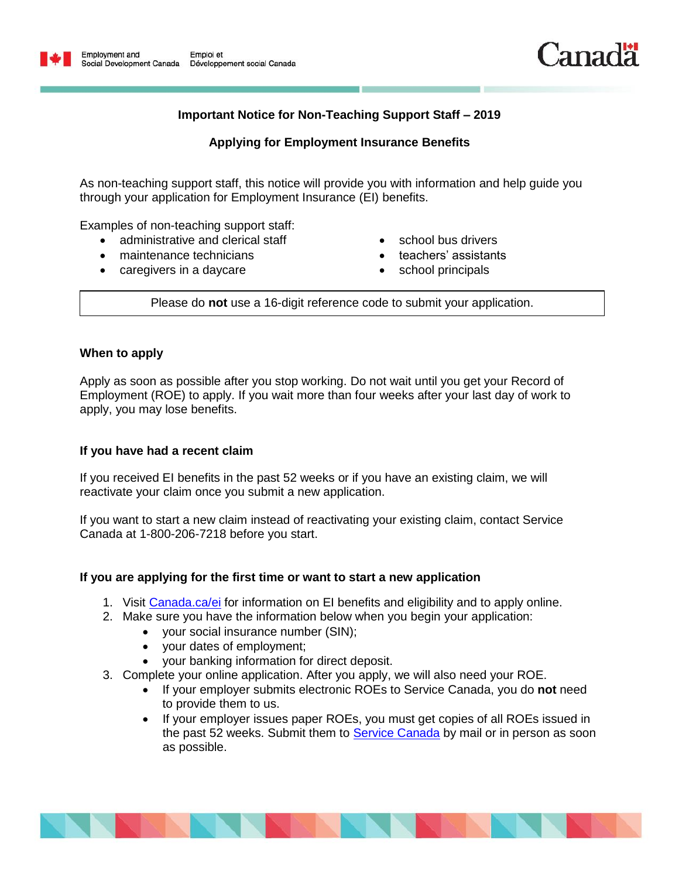Employment and Social Development Canada / Emploi et Développement social Canada

Canada

## Important Notice for Non-Teaching Support Staff – 2019

## Applying for Employment Insurance Benefits

As non-teaching support staff, this notice will provide you with information and help guide you through your application for Employment Insurance (EI) benefits.

Examples of non-teaching support staff:

- administrative and clerical staff
- maintenance technicians
- caregivers in a daycare
- school bus drivers
- teachers' assistants
- school principals

Please do **not** use a 16-digit reference code to submit your application.

### When to apply

Apply as soon as possible after you stop working. Do not wait until you get your Record of Employment (ROE) to apply. If you wait more than four weeks after your last day of work to apply, you may lose benefits.

### If you have had a recent claim

If you received EI benefits in the past 52 weeks or if you have an existing claim, we will reactivate your claim once you submit a new application.

If you want to start a new claim instead of reactivating your existing claim, contact Service Canada at 1-800-206-7218 before you start.

### If you are applying for the first time or want to start a new application

1. Visit Canada.ca/ei for information on EI benefits and eligibility and to apply online.
2. Make sure you have the information below when you begin your application:
   - your social insurance number (SIN);
   - your dates of employment;
   - your banking information for direct deposit.
3. Complete your online application. After you apply, we will also need your ROE.
   - If your employer submits electronic ROEs to Service Canada, you do **not** need to provide them to us.
   - If your employer issues paper ROEs, you must get copies of all ROEs issued in the past 52 weeks. Submit them to Service Canada by mail or in person as soon as possible.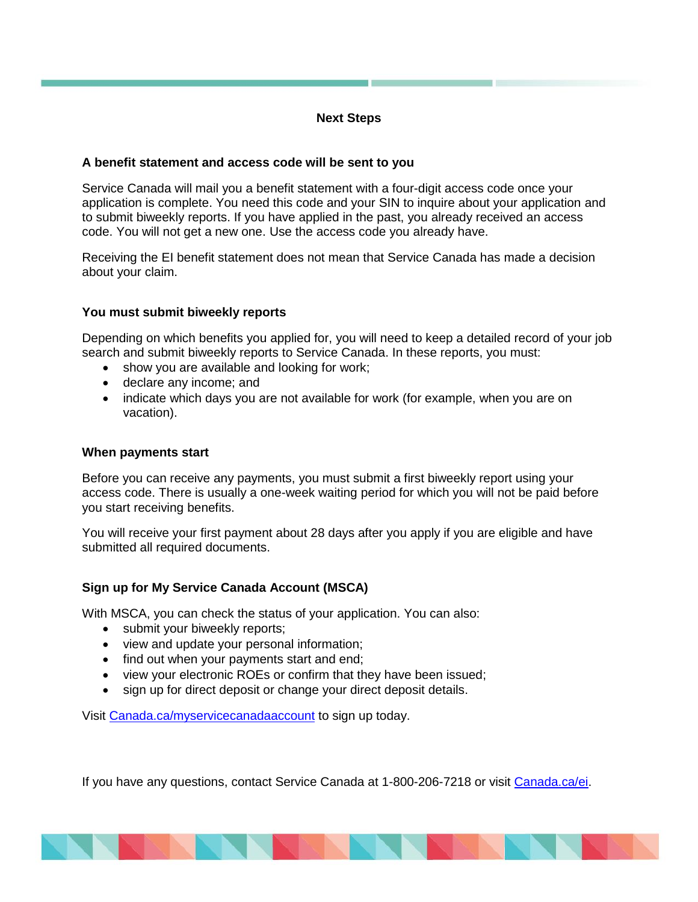# Next Steps

## A benefit statement and access code will be sent to you

Service Canada will mail you a benefit statement with a four-digit access code once your application is complete. You need this code and your SIN to inquire about your application and to submit biweekly reports. If you have applied in the past, you already received an access code. You will not get a new one. Use the access code you already have.

Receiving the EI benefit statement does not mean that Service Canada has made a decision about your claim.

## You must submit biweekly reports

Depending on which benefits you applied for, you will need to keep a detailed record of your job search and submit biweekly reports to Service Canada. In these reports, you must:

- show you are available and looking for work;
- declare any income; and
- indicate which days you are not available for work (for example, when you are on vacation).

## When payments start

Before you can receive any payments, you must submit a first biweekly report using your access code. There is usually a one-week waiting period for which you will not be paid before you start receiving benefits.

You will receive your first payment about 28 days after you apply if you are eligible and have submitted all required documents.

## Sign up for My Service Canada Account (MSCA)

With MSCA, you can check the status of your application. You can also:

- submit your biweekly reports;
- view and update your personal information;
- find out when your payments start and end;
- view your electronic ROEs or confirm that they have been issued;
- sign up for direct deposit or change your direct deposit details.

Visit [Canada.ca/myservicecanadaaccount](Canada.ca/myservicecanadaaccount) to sign up today.

If you have any questions, contact Service Canada at 1-800-206-7218 or visit [Canada.ca/ei](Canada.ca/ei).